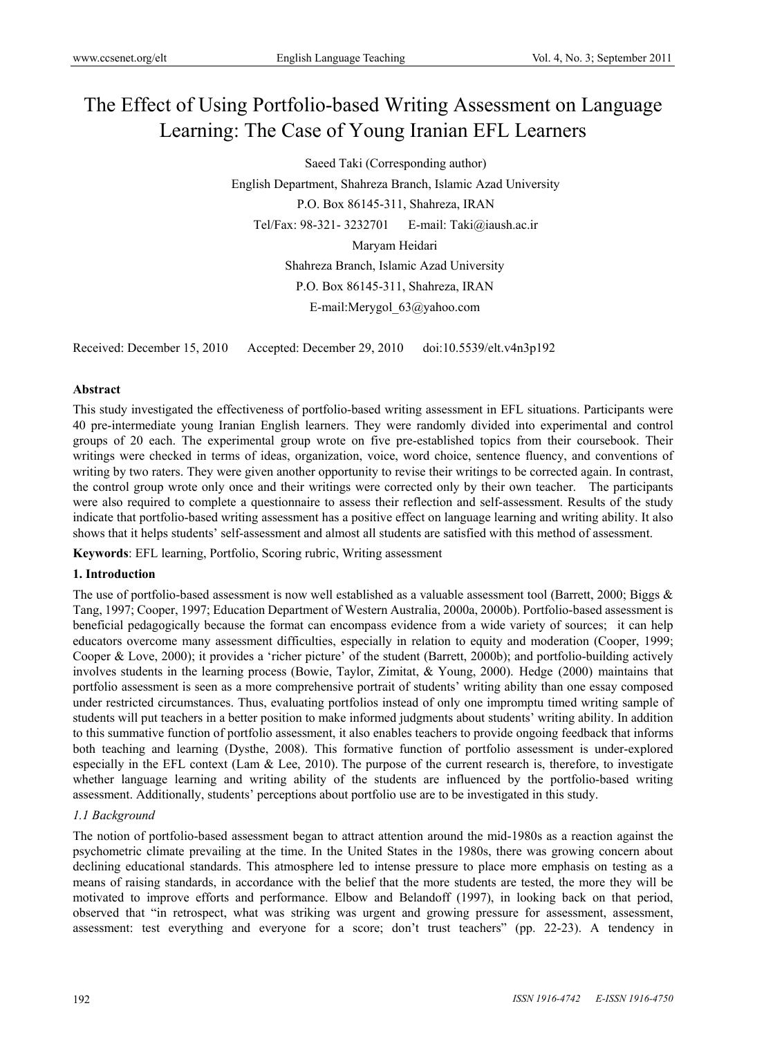# The Effect of Using Portfolio-based Writing Assessment on Language Learning: The Case of Young Iranian EFL Learners

Saeed Taki (Corresponding author)

English Department, Shahreza Branch, Islamic Azad University

P.O. Box 86145-311, Shahreza, IRAN

Tel/Fax: 98-321- 3232701 E-mail: Taki@iaush.ac.ir

Maryam Heidari

Shahreza Branch, Islamic Azad University

P.O. Box 86145-311, Shahreza, IRAN

E-mail:Merygol_63@yahoo.com

Received: December 15, 2010 Accepted: December 29, 2010 doi:10.5539/elt.v4n3p192

**Abstract**

This study investigated the effectiveness of portfolio-based writing assessment in EFL situations. Participants were 40 pre-intermediate young Iranian English learners. They were randomly divided into experimental and control groups of 20 each. The experimental group wrote on five pre-established topics from their coursebook. Their writings were checked in terms of ideas, organization, voice, word choice, sentence fluency, and conventions of writing by two raters. They were given another opportunity to revise their writings to be corrected again. In contrast, the control group wrote only once and their writings were corrected only by their own teacher. The participants were also required to complete a questionnaire to assess their reflection and self-assessment. Results of the study indicate that portfolio-based writing assessment has a positive effect on language learning and writing ability. It also shows that it helps students' self-assessment and almost all students are satisfied with this method of assessment.

**Keywords**: EFL learning, Portfolio, Scoring rubric, Writing assessment

## 1. Introduction

The use of portfolio-based assessment is now well established as a valuable assessment tool (Barrett, 2000; Biggs & Tang, 1997; Cooper, 1997; Education Department of Western Australia, 2000a, 2000b). Portfolio-based assessment is beneficial pedagogically because the format can encompass evidence from a wide variety of sources; it can help educators overcome many assessment difficulties, especially in relation to equity and moderation (Cooper, 1999; Cooper & Love, 2000); it provides a 'richer picture' of the student (Barrett, 2000b); and portfolio-building actively involves students in the learning process (Bowie, Taylor, Zimitat, & Young, 2000). Hedge (2000) maintains that portfolio assessment is seen as a more comprehensive portrait of students' writing ability than one essay composed under restricted circumstances. Thus, evaluating portfolios instead of only one impromptu timed writing sample of students will put teachers in a better position to make informed judgments about students' writing ability. In addition to this summative function of portfolio assessment, it also enables teachers to provide ongoing feedback that informs both teaching and learning (Dysthe, 2008). This formative function of portfolio assessment is under-explored especially in the EFL context (Lam & Lee, 2010). The purpose of the current research is, therefore, to investigate whether language learning and writing ability of the students are influenced by the portfolio-based writing assessment. Additionally, students' perceptions about portfolio use are to be investigated in this study.

### *1.1 Background*

The notion of portfolio-based assessment began to attract attention around the mid-1980s as a reaction against the psychometric climate prevailing at the time. In the United States in the 1980s, there was growing concern about declining educational standards. This atmosphere led to intense pressure to place more emphasis on testing as a means of raising standards, in accordance with the belief that the more students are tested, the more they will be motivated to improve efforts and performance. Elbow and Belandoff (1997), in looking back on that period, observed that "in retrospect, what was striking was urgent and growing pressure for assessment, assessment, assessment: test everything and everyone for a score; don't trust teachers" (pp. 22-23). A tendency in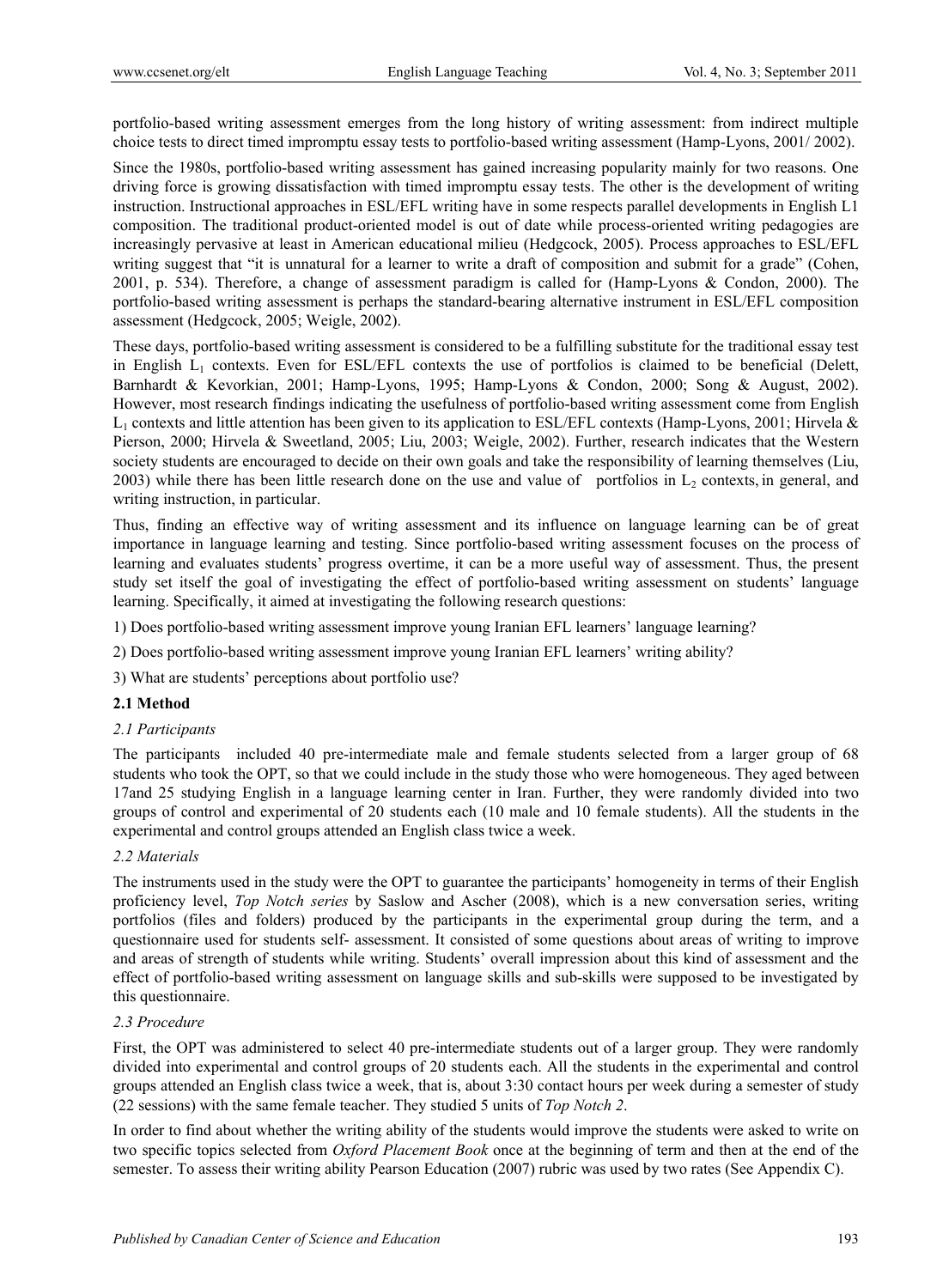portfolio-based writing assessment emerges from the long history of writing assessment: from indirect multiple choice tests to direct timed impromptu essay tests to portfolio-based writing assessment (Hamp-Lyons, 2001/ 2002).

Since the 1980s, portfolio-based writing assessment has gained increasing popularity mainly for two reasons. One driving force is growing dissatisfaction with timed impromptu essay tests. The other is the development of writing instruction. Instructional approaches in ESL/EFL writing have in some respects parallel developments in English L1 composition. The traditional product-oriented model is out of date while process-oriented writing pedagogies are increasingly pervasive at least in American educational milieu (Hedgcock, 2005). Process approaches to ESL/EFL writing suggest that "it is unnatural for a learner to write a draft of composition and submit for a grade" (Cohen, 2001, p. 534). Therefore, a change of assessment paradigm is called for (Hamp-Lyons & Condon, 2000). The portfolio-based writing assessment is perhaps the standard-bearing alternative instrument in ESL/EFL composition assessment (Hedgcock, 2005; Weigle, 2002).

These days, portfolio-based writing assessment is considered to be a fulfilling substitute for the traditional essay test in English $L_1$ contexts. Even for ESL/EFL contexts the use of portfolios is claimed to be beneficial (Delett, Barnhardt & Kevorkian, 2001; Hamp-Lyons, 1995; Hamp-Lyons & Condon, 2000; Song & August, 2002). However, most research findings indicating the usefulness of portfolio-based writing assessment come from English $L_1$ contexts and little attention has been given to its application to ESL/EFL contexts (Hamp-Lyons, 2001; Hirvela & Pierson, 2000; Hirvela & Sweetland, 2005; Liu, 2003; Weigle, 2002). Further, research indicates that the Western society students are encouraged to decide on their own goals and take the responsibility of learning themselves (Liu, 2003) while there has been little research done on the use and value of portfolios in $L_2$ contexts, in general, and writing instruction, in particular.

Thus, finding an effective way of writing assessment and its influence on language learning can be of great importance in language learning and testing. Since portfolio-based writing assessment focuses on the process of learning and evaluates students' progress overtime, it can be a more useful way of assessment. Thus, the present study set itself the goal of investigating the effect of portfolio-based writing assessment on students' language learning. Specifically, it aimed at investigating the following research questions:

1) Does portfolio-based writing assessment improve young Iranian EFL learners' language learning?

2) Does portfolio-based writing assessment improve young Iranian EFL learners' writing ability?

3) What are students' perceptions about portfolio use?

## 2.1 Method

### *2.1 Participants*

The participants included 40 pre-intermediate male and female students selected from a larger group of 68 students who took the OPT, so that we could include in the study those who were homogeneous. They aged between 17and 25 studying English in a language learning center in Iran. Further, they were randomly divided into two groups of control and experimental of 20 students each (10 male and 10 female students). All the students in the experimental and control groups attended an English class twice a week.

### *2.2 Materials*

The instruments used in the study were the OPT to guarantee the participants' homogeneity in terms of their English proficiency level, *Top Notch series* by Saslow and Ascher (2008), which is a new conversation series, writing portfolios (files and folders) produced by the participants in the experimental group during the term, and a questionnaire used for students self- assessment. It consisted of some questions about areas of writing to improve and areas of strength of students while writing. Students' overall impression about this kind of assessment and the effect of portfolio-based writing assessment on language skills and sub-skills were supposed to be investigated by this questionnaire.

### *2.3 Procedure*

First, the OPT was administered to select 40 pre-intermediate students out of a larger group. They were randomly divided into experimental and control groups of 20 students each. All the students in the experimental and control groups attended an English class twice a week, that is, about 3:30 contact hours per week during a semester of study (22 sessions) with the same female teacher. They studied 5 units of *Top Notch 2*.

In order to find about whether the writing ability of the students would improve the students were asked to write on two specific topics selected from *Oxford Placement Book* once at the beginning of term and then at the end of the semester. To assess their writing ability Pearson Education (2007) rubric was used by two rates (See Appendix C).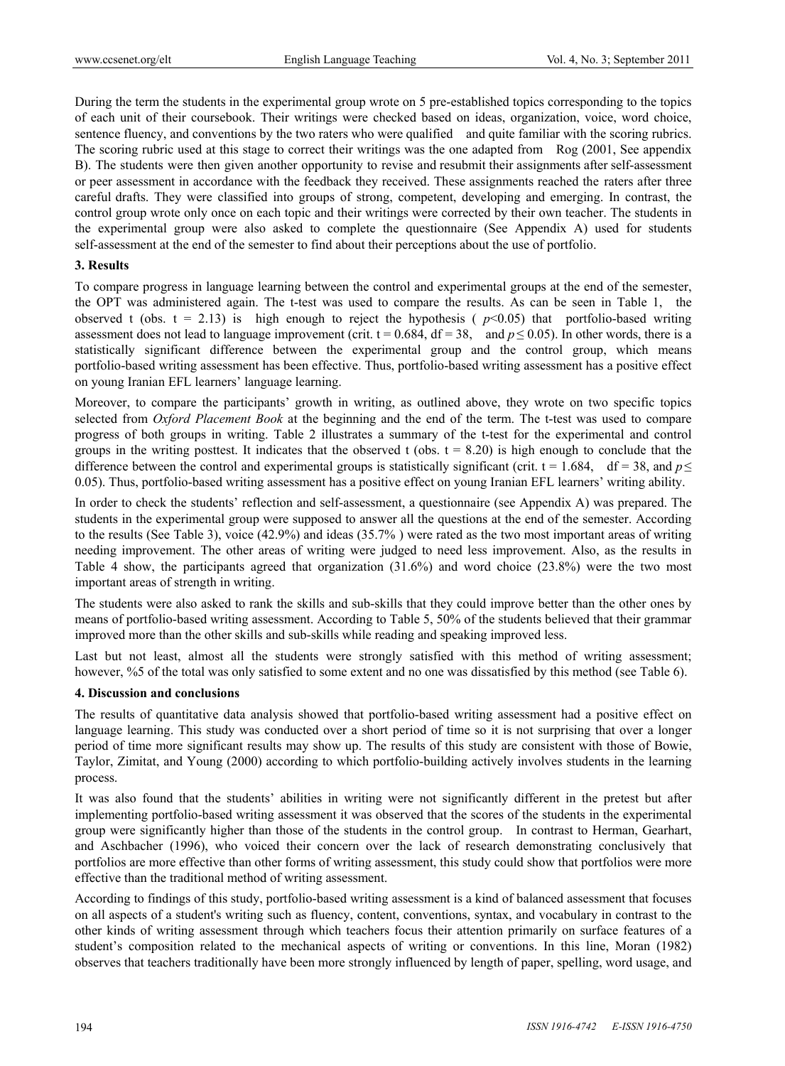During the term the students in the experimental group wrote on 5 pre-established topics corresponding to the topics of each unit of their coursebook. Their writings were checked based on ideas, organization, voice, word choice, sentence fluency, and conventions by the two raters who were qualified and quite familiar with the scoring rubrics. The scoring rubric used at this stage to correct their writings was the one adapted from Rog (2001, See appendix B). The students were then given another opportunity to revise and resubmit their assignments after self-assessment or peer assessment in accordance with the feedback they received. These assignments reached the raters after three careful drafts. They were classified into groups of strong, competent, developing and emerging. In contrast, the control group wrote only once on each topic and their writings were corrected by their own teacher. The students in the experimental group were also asked to complete the questionnaire (See Appendix A) used for students self-assessment at the end of the semester to find about their perceptions about the use of portfolio.

### 3. Results

To compare progress in language learning between the control and experimental groups at the end of the semester, the OPT was administered again. The t-test was used to compare the results. As can be seen in Table 1, the observed t (obs. t = 2.13) is high enough to reject the hypothesis ( $p<0.05$) that portfolio-based writing assessment does not lead to language improvement (crit. t = 0.684, df = 38, and $p \leq 0.05$). In other words, there is a statistically significant difference between the experimental group and the control group, which means portfolio-based writing assessment has been effective. Thus, portfolio-based writing assessment has a positive effect on young Iranian EFL learners' language learning.

Moreover, to compare the participants' growth in writing, as outlined above, they wrote on two specific topics selected from *Oxford Placement Book* at the beginning and the end of the term. The t-test was used to compare progress of both groups in writing. Table 2 illustrates a summary of the t-test for the experimental and control groups in the writing posttest. It indicates that the observed t (obs. t = 8.20) is high enough to conclude that the difference between the control and experimental groups is statistically significant (crit. t = 1.684, df = 38, and $p \leq 0.05$). Thus, portfolio-based writing assessment has a positive effect on young Iranian EFL learners' writing ability.

In order to check the students' reflection and self-assessment, a questionnaire (see Appendix A) was prepared. The students in the experimental group were supposed to answer all the questions at the end of the semester. According to the results (See Table 3), voice (42.9%) and ideas (35.7% ) were rated as the two most important areas of writing needing improvement. The other areas of writing were judged to need less improvement. Also, as the results in Table 4 show, the participants agreed that organization (31.6%) and word choice (23.8%) were the two most important areas of strength in writing.

The students were also asked to rank the skills and sub-skills that they could improve better than the other ones by means of portfolio-based writing assessment. According to Table 5, 50% of the students believed that their grammar improved more than the other skills and sub-skills while reading and speaking improved less.

Last but not least, almost all the students were strongly satisfied with this method of writing assessment; however, %5 of the total was only satisfied to some extent and no one was dissatisfied by this method (see Table 6).

### 4. Discussion and conclusions

The results of quantitative data analysis showed that portfolio-based writing assessment had a positive effect on language learning. This study was conducted over a short period of time so it is not surprising that over a longer period of time more significant results may show up. The results of this study are consistent with those of Bowie, Taylor, Zimitat, and Young (2000) according to which portfolio-building actively involves students in the learning process.

It was also found that the students' abilities in writing were not significantly different in the pretest but after implementing portfolio-based writing assessment it was observed that the scores of the students in the experimental group were significantly higher than those of the students in the control group. In contrast to Herman, Gearhart, and Aschbacher (1996), who voiced their concern over the lack of research demonstrating conclusively that portfolios are more effective than other forms of writing assessment, this study could show that portfolios were more effective than the traditional method of writing assessment.

According to findings of this study, portfolio-based writing assessment is a kind of balanced assessment that focuses on all aspects of a student's writing such as fluency, content, conventions, syntax, and vocabulary in contrast to the other kinds of writing assessment through which teachers focus their attention primarily on surface features of a student's composition related to the mechanical aspects of writing or conventions. In this line, Moran (1982) observes that teachers traditionally have been more strongly influenced by length of paper, spelling, word usage, and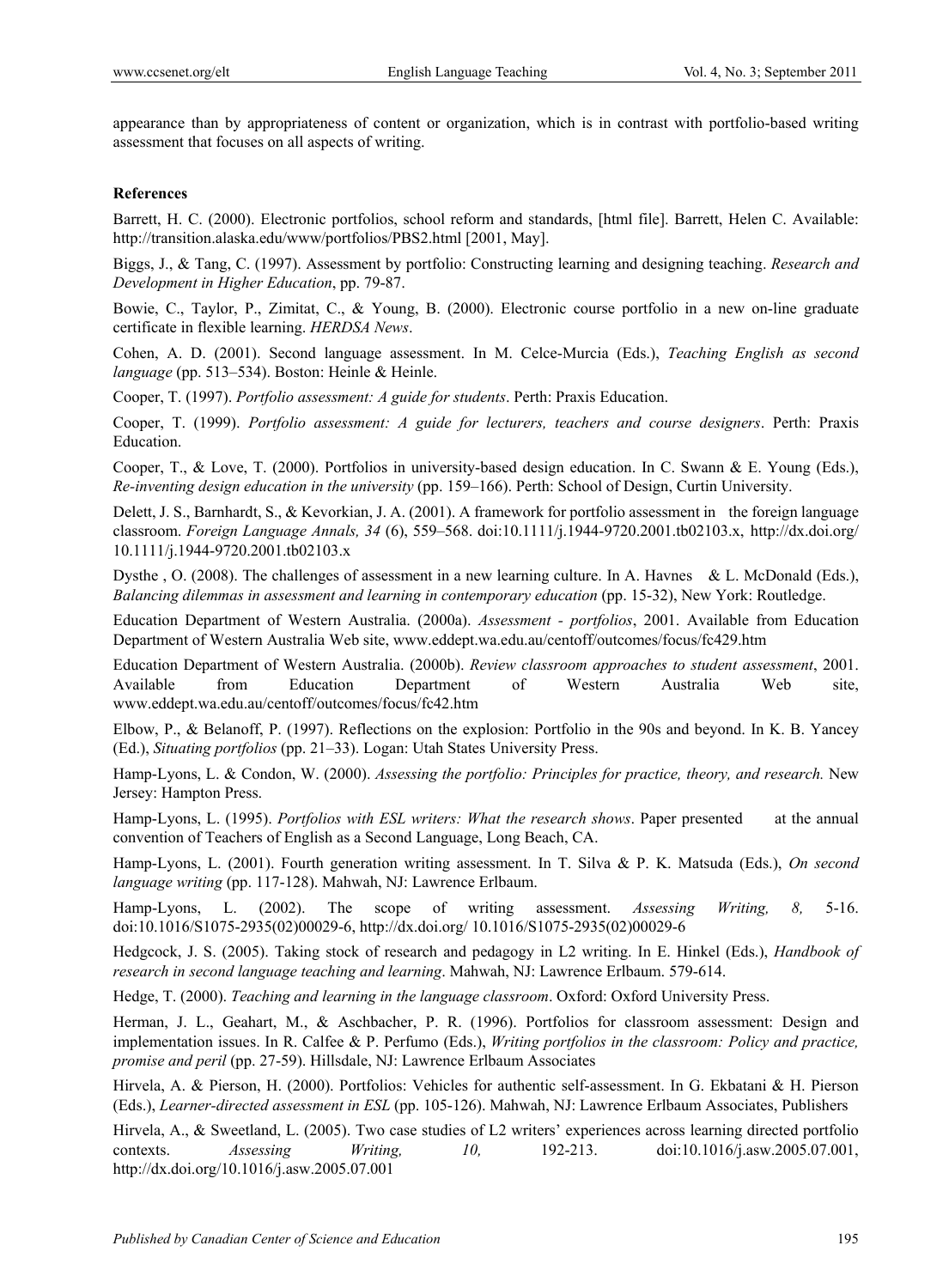appearance than by appropriateness of content or organization, which is in contrast with portfolio-based writing assessment that focuses on all aspects of writing.

**References**

Barrett, H. C. (2000). Electronic portfolios, school reform and standards, [html file]. Barrett, Helen C. Available: http://transition.alaska.edu/www/portfolios/PBS2.html [2001, May].

Biggs, J., & Tang, C. (1997). Assessment by portfolio: Constructing learning and designing teaching. *Research and Development in Higher Education*, pp. 79-87.

Bowie, C., Taylor, P., Zimitat, C., & Young, B. (2000). Electronic course portfolio in a new on-line graduate certificate in flexible learning. *HERDSA News*.

Cohen, A. D. (2001). Second language assessment. In M. Celce-Murcia (Eds.), *Teaching English as second language* (pp. 513–534). Boston: Heinle & Heinle.

Cooper, T. (1997). *Portfolio assessment: A guide for students*. Perth: Praxis Education.

Cooper, T. (1999). *Portfolio assessment: A guide for lecturers, teachers and course designers*. Perth: Praxis Education.

Cooper, T., & Love, T. (2000). Portfolios in university-based design education. In C. Swann & E. Young (Eds.), *Re-inventing design education in the university* (pp. 159–166). Perth: School of Design, Curtin University.

Delett, J. S., Barnhardt, S., & Kevorkian, J. A. (2001). A framework for portfolio assessment in the foreign language classroom. *Foreign Language Annals, 34* (6), 559–568. doi:10.1111/j.1944-9720.2001.tb02103.x, http://dx.doi.org/10.1111/j.1944-9720.2001.tb02103.x

Dysthe , O. (2008). The challenges of assessment in a new learning culture. In A. Havnes & L. McDonald (Eds.), *Balancing dilemmas in assessment and learning in contemporary education* (pp. 15-32), New York: Routledge.

Education Department of Western Australia. (2000a). *Assessment - portfolios*, 2001. Available from Education Department of Western Australia Web site, www.eddept.wa.edu.au/centoff/outcomes/focus/fc429.htm

Education Department of Western Australia. (2000b). *Review classroom approaches to student assessment*, 2001. Available from Education Department of Western Australia Web site, www.eddept.wa.edu.au/centoff/outcomes/focus/fc42.htm

Elbow, P., & Belanoff, P. (1997). Reflections on the explosion: Portfolio in the 90s and beyond. In K. B. Yancey (Ed.), *Situating portfolios* (pp. 21–33). Logan: Utah States University Press.

Hamp-Lyons, L. & Condon, W. (2000). *Assessing the portfolio: Principles for practice, theory, and research.* New Jersey: Hampton Press.

Hamp-Lyons, L. (1995). *Portfolios with ESL writers: What the research shows*. Paper presented at the annual convention of Teachers of English as a Second Language, Long Beach, CA.

Hamp-Lyons, L. (2001). Fourth generation writing assessment. In T. Silva & P. K. Matsuda (Eds.), *On second language writing* (pp. 117-128). Mahwah, NJ: Lawrence Erlbaum.

Hamp-Lyons, L. (2002). The scope of writing assessment. *Assessing Writing, 8,* 5-16. doi:10.1016/S1075-2935(02)00029-6, http://dx.doi.org/ 10.1016/S1075-2935(02)00029-6

Hedgcock, J. S. (2005). Taking stock of research and pedagogy in L2 writing. In E. Hinkel (Eds.), *Handbook of research in second language teaching and learning*. Mahwah, NJ: Lawrence Erlbaum. 579-614.

Hedge, T. (2000). *Teaching and learning in the language classroom*. Oxford: Oxford University Press.

Herman, J. L., Geahart, M., & Aschbacher, P. R. (1996). Portfolios for classroom assessment: Design and implementation issues. In R. Calfee & P. Perfumo (Eds.), *Writing portfolios in the classroom: Policy and practice, promise and peril* (pp. 27-59). Hillsdale, NJ: Lawrence Erlbaum Associates

Hirvela, A. & Pierson, H. (2000). Portfolios: Vehicles for authentic self-assessment. In G. Ekbatani & H. Pierson (Eds.), *Learner-directed assessment in ESL* (pp. 105-126). Mahwah, NJ: Lawrence Erlbaum Associates, Publishers

Hirvela, A., & Sweetland, L. (2005). Two case studies of L2 writers' experiences across learning directed portfolio contexts. *Assessing Writing, 10,* 192-213. doi:10.1016/j.asw.2005.07.001, http://dx.doi.org/10.1016/j.asw.2005.07.001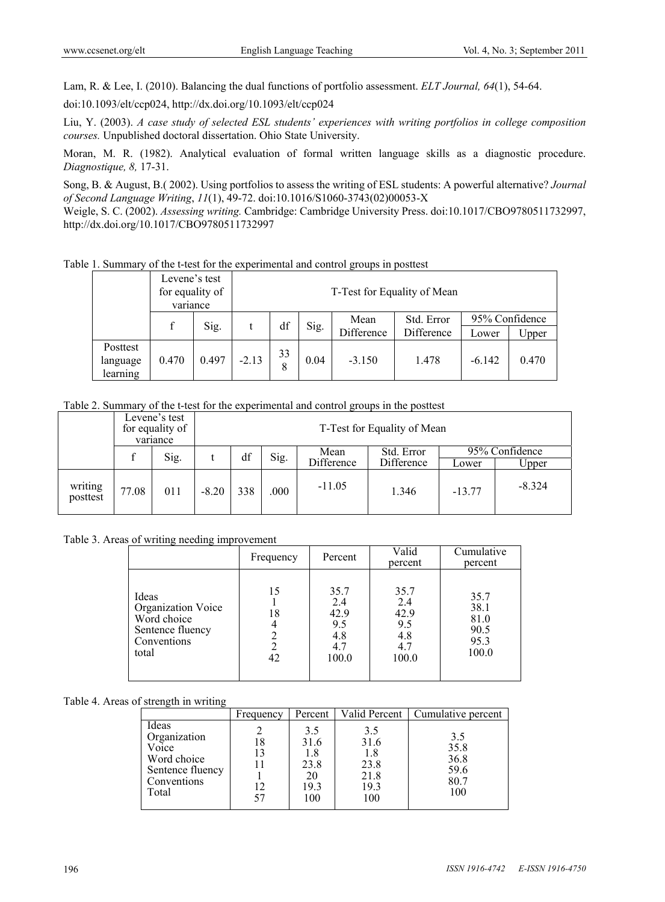Lam, R. & Lee, I. (2010). Balancing the dual functions of portfolio assessment. *ELT Journal, 64*(1), 54-64. doi:10.1093/elt/ccp024, http://dx.doi.org/10.1093/elt/ccp024

Liu, Y. (2003). *A case study of selected ESL students' experiences with writing portfolios in college composition courses.* Unpublished doctoral dissertation. Ohio State University.

Moran, M. R. (1982). Analytical evaluation of formal written language skills as a diagnostic procedure. *Diagnostique, 8,* 17-31.

Song, B. & August, B.( 2002). Using portfolios to assess the writing of ESL students: A powerful alternative? *Journal of Second Language Writing*, *11*(1), 49-72. doi:10.1016/S1060-3743(02)00053-X

Weigle, S. C. (2002). *Assessing writing.* Cambridge: Cambridge University Press. doi:10.1017/CBO9780511732997, http://dx.doi.org/10.1017/CBO9780511732997

Table 1. Summary of the t-test for the experimental and control groups in posttest

| | Levene's test for equality of variance | | T-Test for Equality of Mean | | | | | | |
|---|---|---|---|---|---|---|---|---|---|
| | f | Sig. | t | df | Sig. | Mean Difference | Std. Error Difference | 95% Confidence Lower | 95% Confidence Upper |
| Posttest language learning | 0.470 | 0.497 | -2.13 | 338 | 0.04 | -3.150 | 1.478 | -6.142 | 0.470 |

Table 2. Summary of the t-test for the experimental and control groups in the posttest

| | Levene's test for equality of variance | | T-Test for Equality of Mean | | | | | | |
|---|---|---|---|---|---|---|---|---|---|
| | f | Sig. | t | df | Sig. | Mean Difference | Std. Error Difference | 95% Confidence Lower | 95% Confidence Upper |
| writing posttest | 77.08 | 011 | -8.20 | 338 | .000 | -11.05 | 1.346 | -13.77 | -8.324 |

Table 3. Areas of writing needing improvement

| | Frequency | Percent | Valid percent | Cumulative percent |
|---|---|---|---|---|
| Ideas | 15 | 35.7 | 35.7 | 35.7 |
| Organization | 1 | 2.4 | 2.4 | 38.1 |
| Voice | 18 | 42.9 | 42.9 | 81.0 |
| Word choice | 4 | 9.5 | 9.5 | 90.5 |
| Sentence fluency | 2 | 4.8 | 4.8 | 95.3 |
| Conventions | 2 | 4.7 | 4.7 | 100.0 |
| total | 42 | 100.0 | 100.0 | |

Table 4. Areas of strength in writing

| | Frequency | Percent | Valid Percent | Cumulative percent |
|---|---|---|---|---|
| Ideas | 2 | 3.5 | 3.5 | 3.5 |
| Organization | 18 | 31.6 | 31.6 | 35.8 |
| Voice | 13 | 1.8 | 1.8 | 36.8 |
| Word choice | 11 | 23.8 | 23.8 | 59.6 |
| Sentence fluency | 1 | 20 | 21.8 | 80.7 |
| Conventions | 12 | 19.3 | 19.3 | 100 |
| Total | 57 | 100 | 100 | |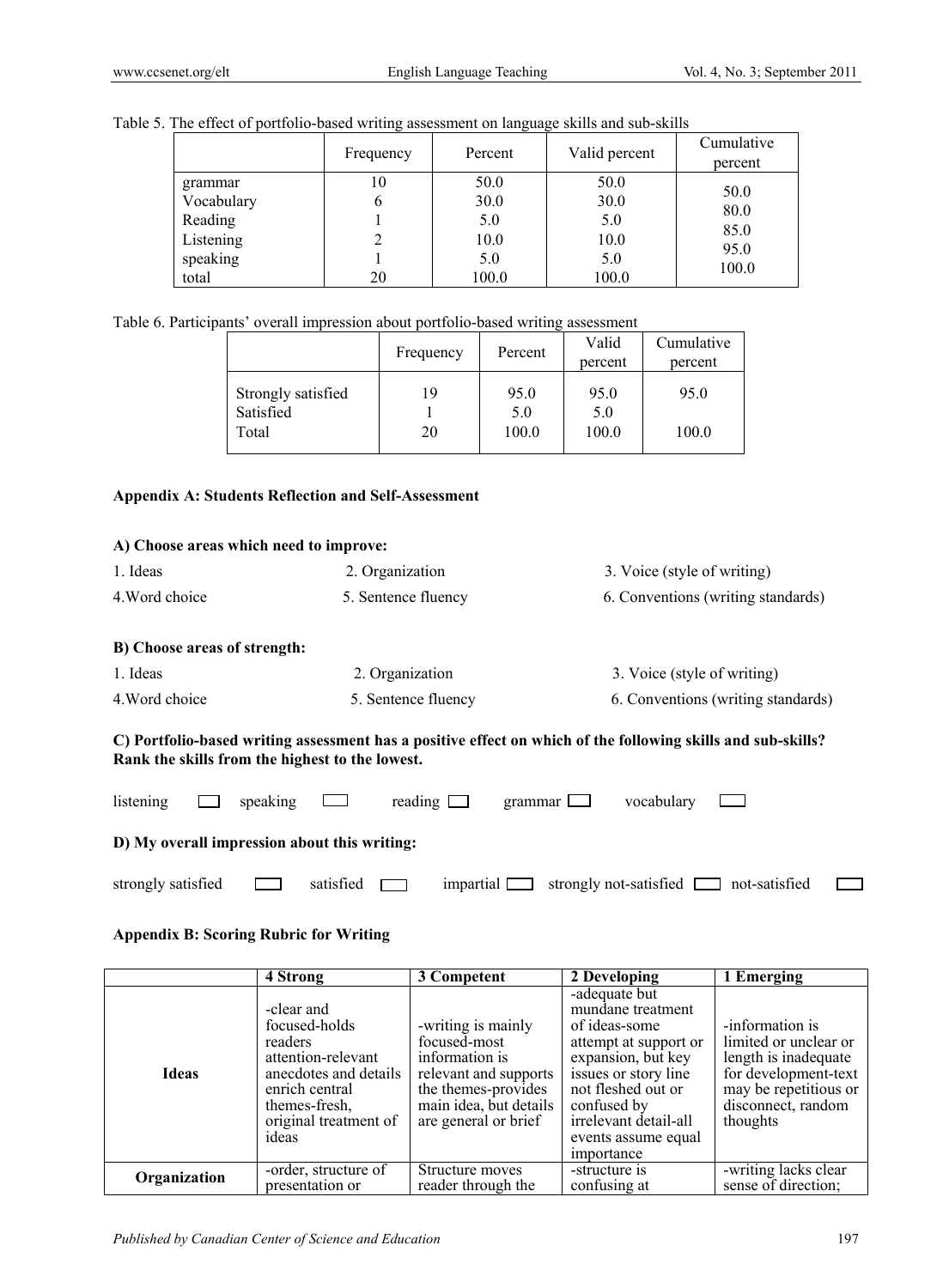Table 5. The effect of portfolio-based writing assessment on language skills and sub-skills

| | Frequency | Percent | Valid percent | Cumulative percent |
|---|---|---|---|---|
| grammar | 10 | 50.0 | 50.0 | 50.0 |
| Vocabulary | 6 | 30.0 | 30.0 | 80.0 |
| Reading | 1 | 5.0 | 5.0 | 85.0 |
| Listening | 2 | 10.0 | 10.0 | 95.0 |
| speaking | 1 | 5.0 | 5.0 | 100.0 |
| total | 20 | 100.0 | 100.0 | |

Table 6. Participants' overall impression about portfolio-based writing assessment

| | Frequency | Percent | Valid percent | Cumulative percent |
|---|---|---|---|---|
| Strongly satisfied | 19 | 95.0 | 95.0 | 95.0 |
| Satisfied | 1 | 5.0 | 5.0 | |
| Total | 20 | 100.0 | 100.0 | 100.0 |

**Appendix A: Students Reflection and Self-Assessment**

**A) Choose areas which need to improve:**

1. Ideas 2. Organization 3. Voice (style of writing)
4. Word choice 5. Sentence fluency 6. Conventions (writing standards)

**B) Choose areas of strength:**

1. Ideas 2. Organization 3. Voice (style of writing)
4. Word choice 5. Sentence fluency 6. Conventions (writing standards)

**C) Portfolio-based writing assessment has a positive effect on which of the following skills and sub-skills? Rank the skills from the highest to the lowest.**

listening ☐ speaking ☐ reading ☐ grammar ☐ vocabulary ☐

**D) My overall impression about this writing:**

strongly satisfied ☐ satisfied ☐ impartial ☐ strongly not-satisfied ☐ not-satisfied ☐

**Appendix B: Scoring Rubric for Writing**

| | 4 Strong | 3 Competent | 2 Developing | 1 Emerging |
|---|---|---|---|---|
| **Ideas** | -clear and focused-holds readers attention-relevant anecdotes and details enrich central themes-fresh, original treatment of ideas | -writing is mainly focused-most information is relevant and supports the themes-provides main idea, but details are general or brief | -adequate but mundane treatment of ideas-some attempt at support or expansion, but key issues or story line not fleshed out or confused by irrelevant detail-all events assume equal importance | -information is limited or unclear or length is inadequate for development-text may be repetitious or disconnect, random thoughts |
| **Organization** | -order, structure of presentation or | Structure moves reader through the | -structure is confusing at | -writing lacks clear sense of direction; |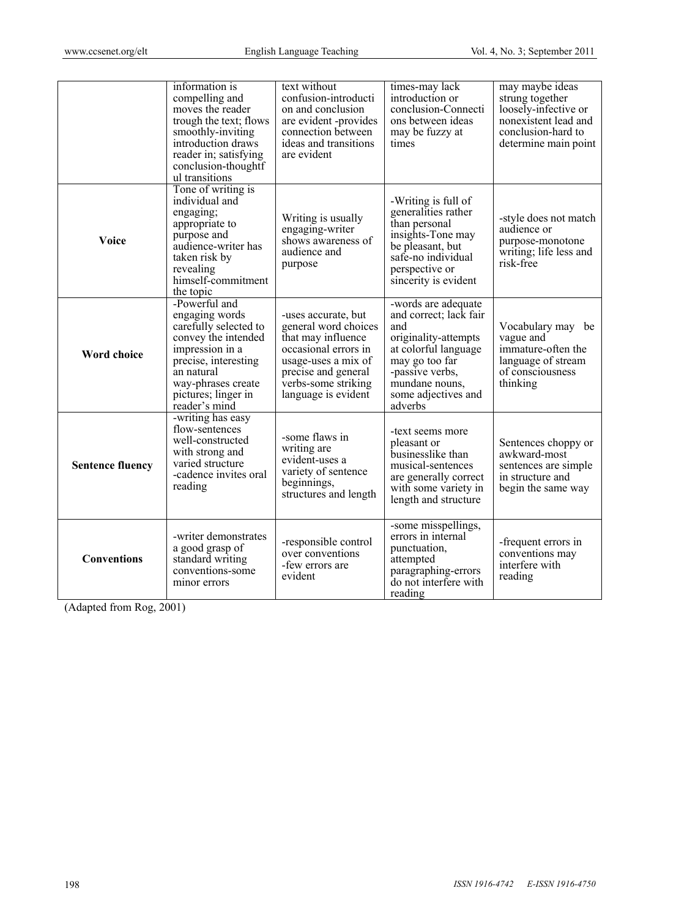| | | | | |
|---|---|---|---|---|
| | information is compelling and moves the reader trough the text; flows smoothly-inviting introduction draws reader in; satisfying conclusion-thoughtful transitions | text without confusion-introduction and conclusion are evident -provides connection between ideas and transitions are evident | times-may lack introduction or conclusion-Connections between ideas may be fuzzy at times | may maybe ideas strung together loosely-infective or nonexistent lead and conclusion-hard to determine main point |
| **Voice** | Tone of writing is individual and engaging; appropriate to purpose and audience-writer has taken risk by revealing himself-commitment the topic | Writing is usually engaging-writer shows awareness of audience and purpose | -Writing is full of generalities rather than personal insights-Tone may be pleasant, but safe-no individual perspective or sincerity is evident | -style does not match audience or purpose-monotone writing; life less and risk-free |
| **Word choice** | -Powerful and engaging words carefully selected to convey the intended impression in a precise, interesting an natural way-phrases create pictures; linger in reader's mind | -uses accurate, but general word choices that may influence occasional errors in usage-uses a mix of precise and general verbs-some striking language is evident | -words are adequate and correct; lack fair and originality-attempts at colorful language may go too far -passive verbs, mundane nouns, some adjectives and adverbs | Vocabulary may be vague and immature-often the language of stream of consciousness thinking |
| **Sentence fluency** | -writing has easy flow-sentences well-constructed with strong and varied structure -cadence invites oral reading | -some flaws in writing are evident-uses a variety of sentence beginnings, structures and length | -text seems more pleasant or businesslike than musical-sentences are generally correct with some variety in length and structure | Sentences choppy or awkward-most sentences are simple in structure and begin the same way |
| **Conventions** | -writer demonstrates a good grasp of standard writing conventions-some minor errors | -responsible control over conventions -few errors are evident | -some misspellings, errors in internal punctuation, attempted paragraphing-errors do not interfere with reading | -frequent errors in conventions may interfere with reading |

(Adapted from Rog, 2001)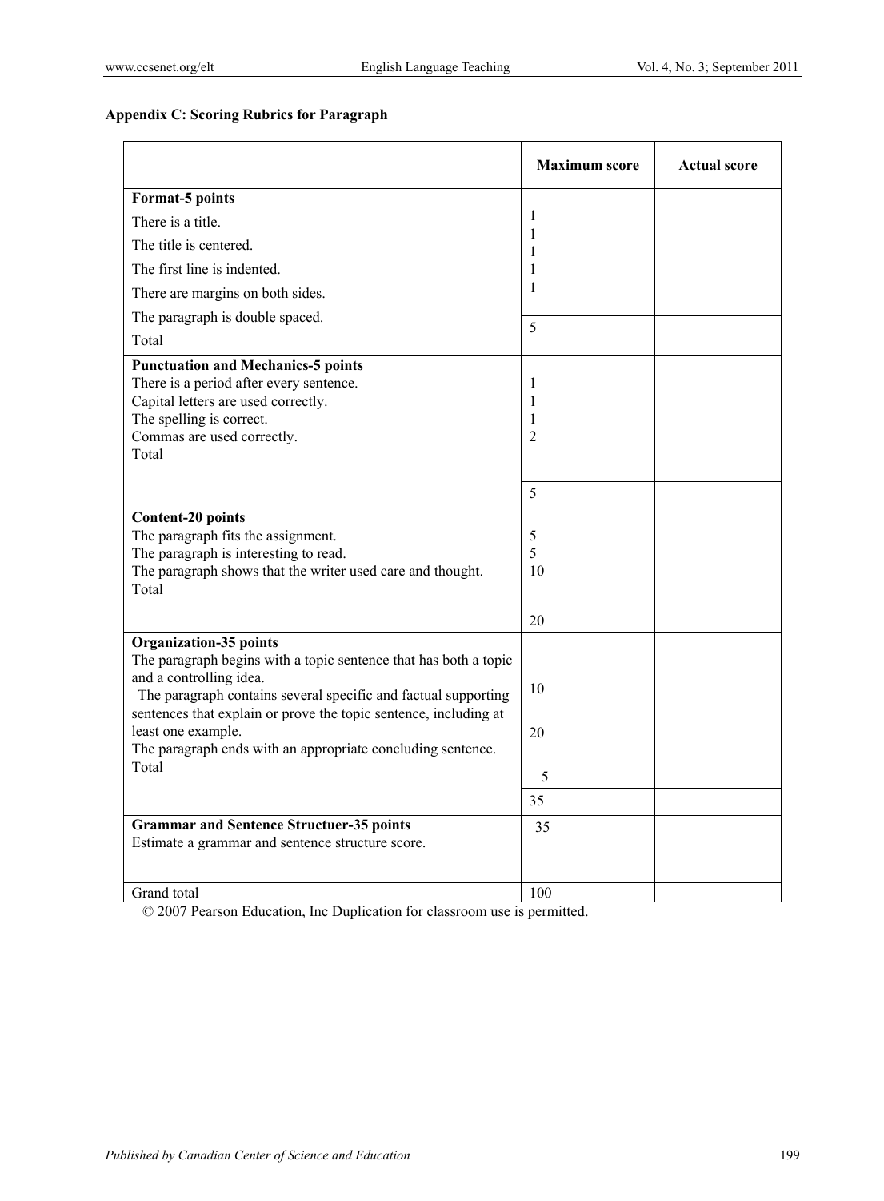### Appendix C: Scoring Rubrics for Paragraph

| | Maximum score | Actual score |
|---|---|---|
| **Format-5 points** | | |
| There is a title. | 1 | |
| The title is centered. | 1 | |
| The first line is indented. | 1 | |
| There are margins on both sides. | 1 | |
| The paragraph is double spaced. | 1 | |
| Total | 5 | |
| **Punctuation and Mechanics-5 points** | | |
| There is a period after every sentence. | 1 | |
| Capital letters are used correctly. | 1 | |
| The spelling is correct. | 1 | |
| Commas are used correctly. | 2 | |
| Total | 5 | |
| **Content-20 points** | | |
| The paragraph fits the assignment. | 5 | |
| The paragraph is interesting to read. | 5 | |
| The paragraph shows that the writer used care and thought. | 10 | |
| Total | 20 | |
| **Organization-35 points** | | |
| The paragraph begins with a topic sentence that has both a topic and a controlling idea. | 10 | |
| The paragraph contains several specific and factual supporting sentences that explain or prove the topic sentence, including at least one example. | 20 | |
| The paragraph ends with an appropriate concluding sentence. | 5 | |
| Total | 35 | |
| **Grammar and Sentence Structuer-35 points** | | |
| Estimate a grammar and sentence structure score. | 35 | |
| Grand total | 100 | |

© 2007 Pearson Education, Inc Duplication for classroom use is permitted.